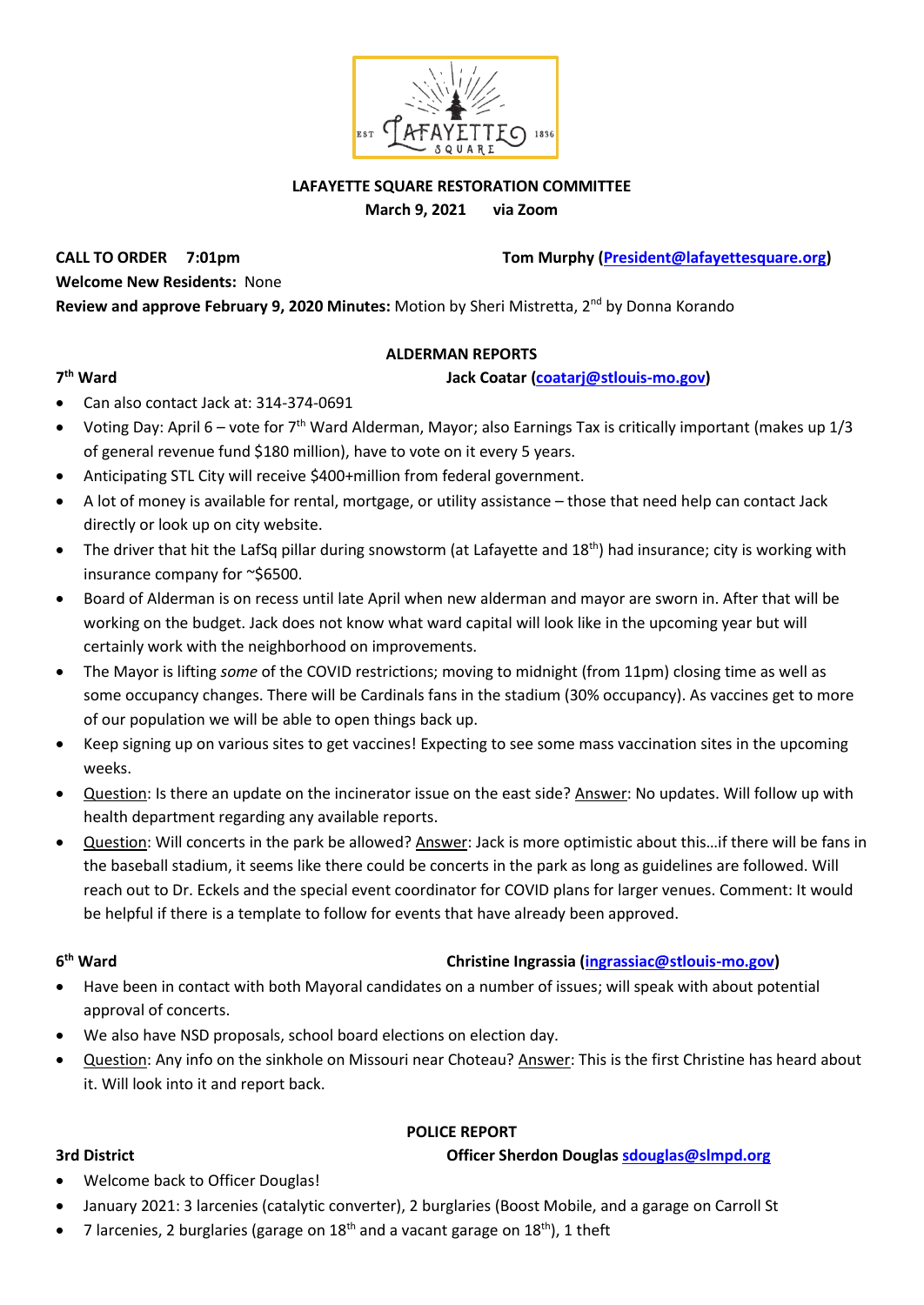**LAFAYETTE SQUARE RESTORATION COMMITTEE**
**March 9, 2021 via Zoom**

**CALL TO ORDER 7:01pm** Tom Murphy (President@lafayettesquare.org)

**Welcome New Residents:** None

**Review and approve February 9, 2020 Minutes:** Motion by Sheri Mistretta, 2nd by Donna Korando

## ALDERMAN REPORTS

### 7th Ward — Jack Coatar (coatarj@stlouis-mo.gov)

- Can also contact Jack at: 314-374-0691
- Voting Day: April 6 – vote for 7th Ward Alderman, Mayor; also Earnings Tax is critically important (makes up 1/3 of general revenue fund $180 million), have to vote on it every 5 years.
- Anticipating STL City will receive $400+million from federal government.
- A lot of money is available for rental, mortgage, or utility assistance – those that need help can contact Jack directly or look up on city website.
- The driver that hit the LafSq pillar during snowstorm (at Lafayette and 18th) had insurance; city is working with insurance company for ~$6500.
- Board of Alderman is on recess until late April when new alderman and mayor are sworn in. After that will be working on the budget. Jack does not know what ward capital will look like in the upcoming year but will certainly work with the neighborhood on improvements.
- The Mayor is lifting *some* of the COVID restrictions; moving to midnight (from 11pm) closing time as well as some occupancy changes. There will be Cardinals fans in the stadium (30% occupancy). As vaccines get to more of our population we will be able to open things back up.
- Keep signing up on various sites to get vaccines! Expecting to see some mass vaccination sites in the upcoming weeks.
- Question: Is there an update on the incinerator issue on the east side? Answer: No updates. Will follow up with health department regarding any available reports.
- Question: Will concerts in the park be allowed? Answer: Jack is more optimistic about this…if there will be fans in the baseball stadium, it seems like there could be concerts in the park as long as guidelines are followed. Will reach out to Dr. Eckels and the special event coordinator for COVID plans for larger venues. Comment: It would be helpful if there is a template to follow for events that have already been approved.

### 6th Ward — Christine Ingrassia (ingrassiac@stlouis-mo.gov)

- Have been in contact with both Mayoral candidates on a number of issues; will speak with about potential approval of concerts.
- We also have NSD proposals, school board elections on election day.
- Question: Any info on the sinkhole on Missouri near Choteau? Answer: This is the first Christine has heard about it. Will look into it and report back.

## POLICE REPORT

### 3rd District — Officer Sherdon Douglas sdouglas@slmpd.org

- Welcome back to Officer Douglas!
- January 2021: 3 larcenies (catalytic converter), 2 burglaries (Boost Mobile, and a garage on Carroll St
- 7 larcenies, 2 burglaries (garage on 18th and a vacant garage on 18th), 1 theft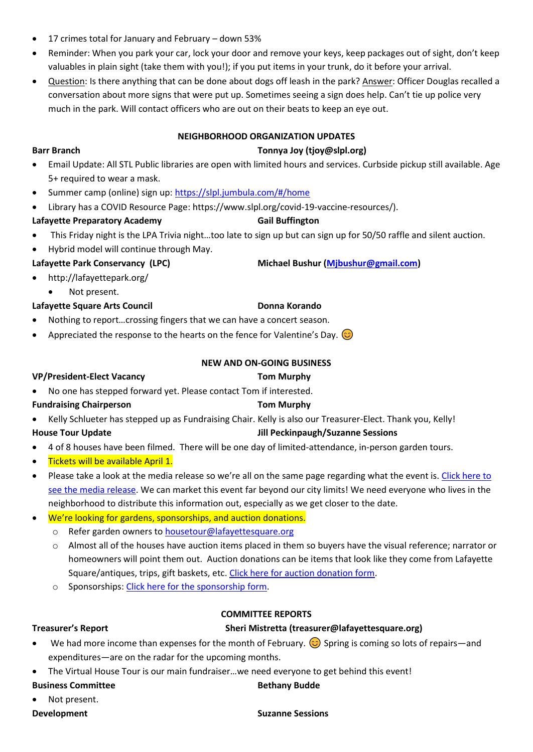- 17 crimes total for January and February – down 53%
- Reminder: When you park your car, lock your door and remove your keys, keep packages out of sight, don't keep valuables in plain sight (take them with you!); if you put items in your trunk, do it before your arrival.
- Question: Is there anything that can be done about dogs off leash in the park? Answer: Officer Douglas recalled a conversation about more signs that were put up. Sometimes seeing a sign does help. Can't tie up police very much in the park. Will contact officers who are out on their beats to keep an eye out.

## NEIGHBORHOOD ORGANIZATION UPDATES

**Barr Branch** — **Tonnya Joy (tjoy@slpl.org)**

- Email Update: All STL Public libraries are open with limited hours and services. Curbside pickup still available. Age 5+ required to wear a mask.
- Summer camp (online) sign up: https://slpl.jumbula.com/#/home
- Library has a COVID Resource Page: https://www.slpl.org/covid-19-vaccine-resources/).

**Lafayette Preparatory Academy** — **Gail Buffington**

- This Friday night is the LPA Trivia night…too late to sign up but can sign up for 50/50 raffle and silent auction.
- Hybrid model will continue through May.

**Lafayette Park Conservancy (LPC)** — **Michael Bushur (Mjbushur@gmail.com)**

- http://lafayettepark.org/
  - Not present.

**Lafayette Square Arts Council** — **Donna Korando**

- Nothing to report…crossing fingers that we can have a concert season.
- Appreciated the response to the hearts on the fence for Valentine's Day. 😊

## NEW AND ON-GOING BUSINESS

**VP/President-Elect Vacancy** — **Tom Murphy**

- No one has stepped forward yet. Please contact Tom if interested.

**Fundraising Chairperson** — **Tom Murphy**

- Kelly Schlueter has stepped up as Fundraising Chair. Kelly is also our Treasurer-Elect. Thank you, Kelly!

**House Tour Update** — **Jill Peckinpaugh/Suzanne Sessions**

- 4 of 8 houses have been filmed. There will be one day of limited-attendance, in-person garden tours.
- Tickets will be available April 1.
- Please take a look at the media release so we're all on the same page regarding what the event is. Click here to see the media release. We can market this event far beyond our city limits! We need everyone who lives in the neighborhood to distribute this information out, especially as we get closer to the date.
- We're looking for gardens, sponsorships, and auction donations.
  - Refer garden owners to housetour@lafayettesquare.org
  - Almost all of the houses have auction items placed in them so buyers have the visual reference; narrator or homeowners will point them out. Auction donations can be items that look like they come from Lafayette Square/antiques, trips, gift baskets, etc. Click here for auction donation form.
  - Sponsorships: Click here for the sponsorship form.

## COMMITTEE REPORTS

**Treasurer's Report** — **Sheri Mistretta (treasurer@lafayettesquare.org)**

- We had more income than expenses for the month of February. 😊 Spring is coming so lots of repairs—and expenditures—are on the radar for the upcoming months.
- The Virtual House Tour is our main fundraiser…we need everyone to get behind this event!

**Business Committee** — **Bethany Budde**

- Not present.

**Development** — **Suzanne Sessions**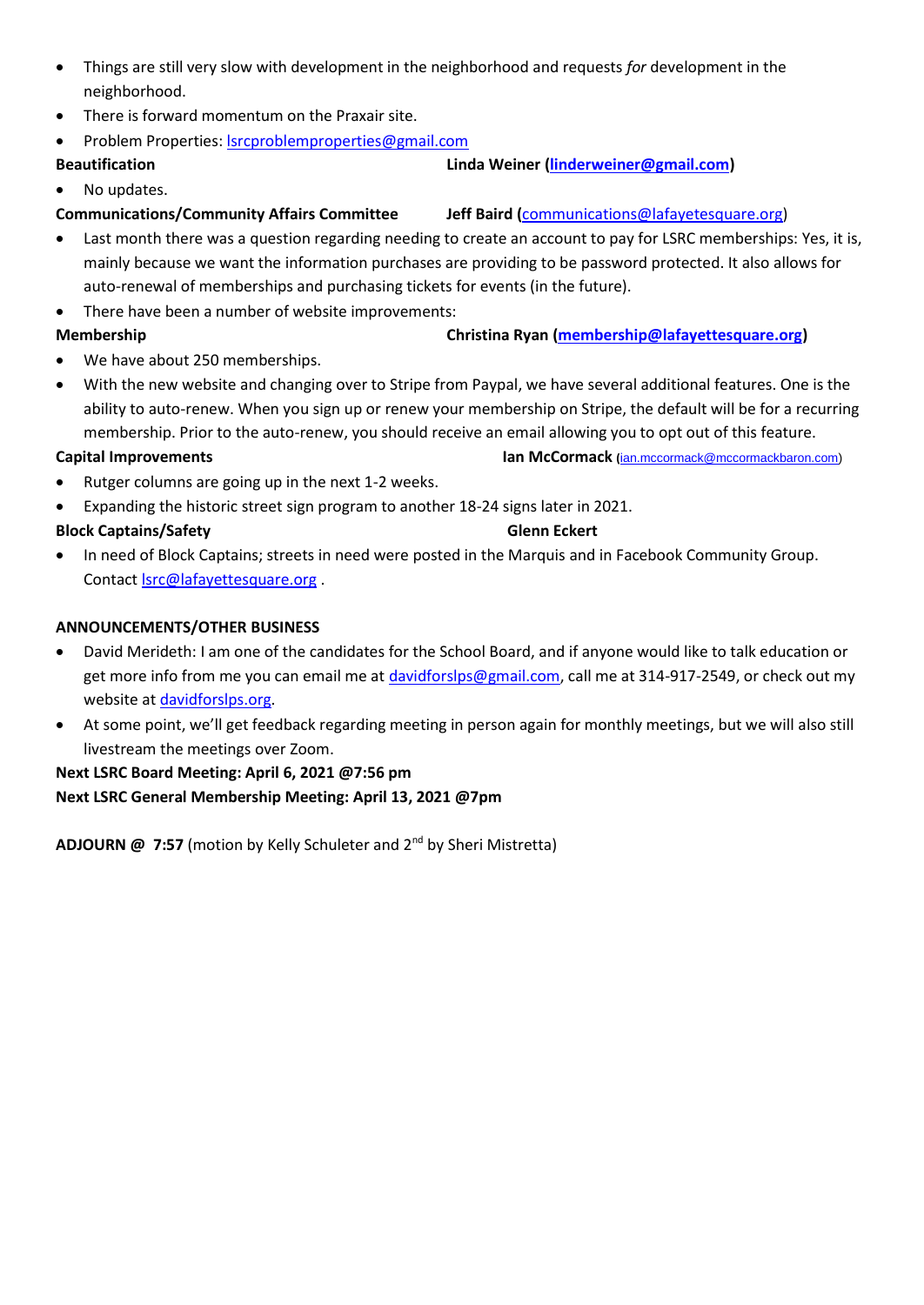- Things are still very slow with development in the neighborhood and requests *for* development in the neighborhood.
- There is forward momentum on the Praxair site.
- Problem Properties: lsrcproblemproperties@gmail.com

**Beautification** **Linda Weiner (linderweiner@gmail.com)**

- No updates.

**Communications/Community Affairs Committee** **Jeff Baird (**communications@lafayetesquare.org)

- Last month there was a question regarding needing to create an account to pay for LSRC memberships: Yes, it is, mainly because we want the information purchases are providing to be password protected. It also allows for auto-renewal of memberships and purchasing tickets for events (in the future).
- There have been a number of website improvements:

**Membership** **Christina Ryan (membership@lafayettesquare.org)**

- We have about 250 memberships.
- With the new website and changing over to Stripe from Paypal, we have several additional features. One is the ability to auto-renew. When you sign up or renew your membership on Stripe, the default will be for a recurring membership. Prior to the auto-renew, you should receive an email allowing you to opt out of this feature.

**Capital Improvements** **Ian McCormack** (ian.mccormack@mccormackbaron.com)

- Rutger columns are going up in the next 1-2 weeks.
- Expanding the historic street sign program to another 18-24 signs later in 2021.

**Block Captains/Safety** **Glenn Eckert**

- In need of Block Captains; streets in need were posted in the Marquis and in Facebook Community Group. Contact lsrc@lafayettesquare.org .

**ANNOUNCEMENTS/OTHER BUSINESS**

- David Merideth: I am one of the candidates for the School Board, and if anyone would like to talk education or get more info from me you can email me at davidforslps@gmail.com, call me at 314-917-2549, or check out my website at davidforslps.org.
- At some point, we'll get feedback regarding meeting in person again for monthly meetings, but we will also still livestream the meetings over Zoom.

**Next LSRC Board Meeting: April 6, 2021 @7:56 pm**

**Next LSRC General Membership Meeting: April 13, 2021 @7pm**

**ADJOURN @ 7:57** (motion by Kelly Schuleter and 2nd by Sheri Mistretta)